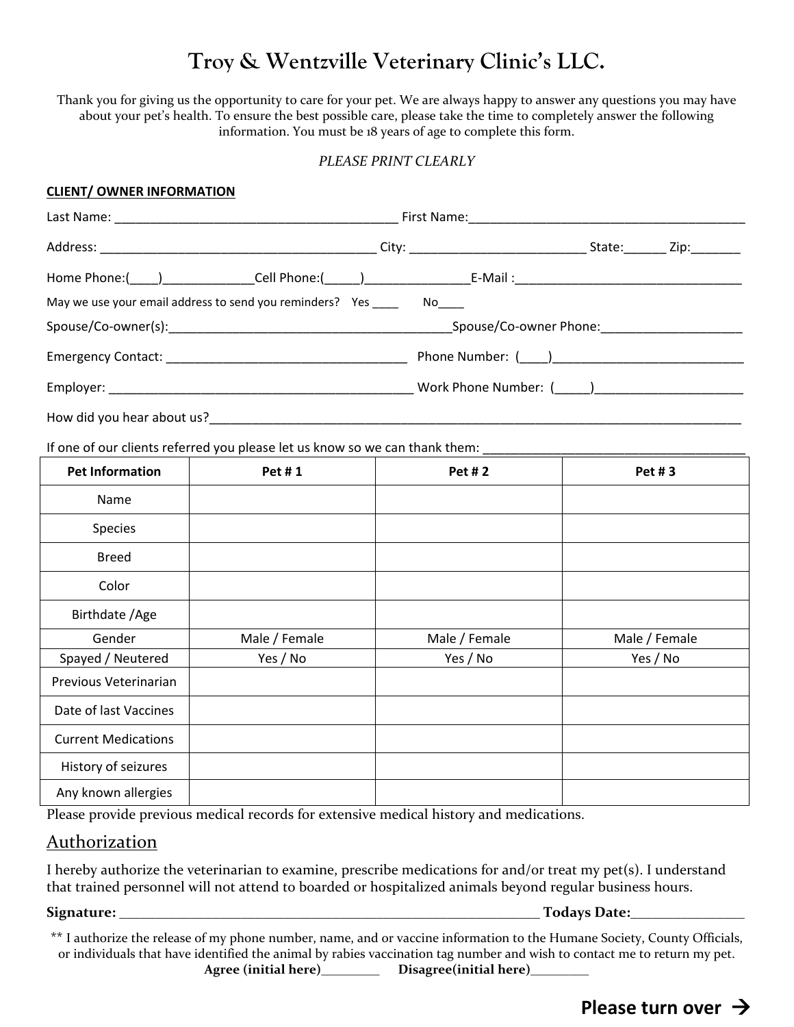# Troy & Wentzville Veterinary Clinic's LLC.

Thank you for giving us the opportunity to care for your pet. We are always happy to answer any questions you may have about your pet's health. To ensure the best possible care, please take the time to completely answer the following information. You must be 18 years of age to complete this form.

*PLEASE PRINT CLEARLY*

**CLIENT/ OWNER INFORMATION**

Last Name: ________________________________________ First Name:________________________________________

Address: ________________________________________ City: _________________________ State:______ Zip:_______

Home Phone:(____)_____________Cell Phone:(_____)_______________E-Mail :_________________________________

May we use your email address to send you reminders? Yes ____ No____

Spouse/Co-owner(s):________________________________________Spouse/Co-owner Phone:____________________

Emergency Contact: __________________________________ Phone Number: (____)___________________________

Employer: ___________________________________________ Work Phone Number: (_____)_____________________

How did you hear about us?_____________________________________________________________________________

If one of our clients referred you please let us know so we can thank them: ______________________________________

| Pet Information | Pet # 1 | Pet # 2 | Pet # 3 |
|---|---|---|---|
| Name | | | |
| Species | | | |
| Breed | | | |
| Color | | | |
| Birthdate /Age | | | |
| Gender | Male / Female | Male / Female | Male / Female |
| Spayed / Neutered | Yes / No | Yes / No | Yes / No |
| Previous Veterinarian | | | |
| Date of last Vaccines | | | |
| Current Medications | | | |
| History of seizures | | | |
| Any known allergies | | | |

Please provide previous medical records for extensive medical history and medications.

## Authorization

I hereby authorize the veterinarian to examine, prescribe medications for and/or treat my pet(s). I understand that trained personnel will not attend to boarded or hospitalized animals beyond regular business hours.

**Signature:** ____________________________________________________________ **Todays Date:**________________

** I authorize the release of my phone number, name, and or vaccine information to the Humane Society, County Officials, or individuals that have identified the animal by rabies vaccination tag number and wish to contact me to return my pet.

**Agree (initial here)**________ **Disagree(initial here)**________

**Please turn over →**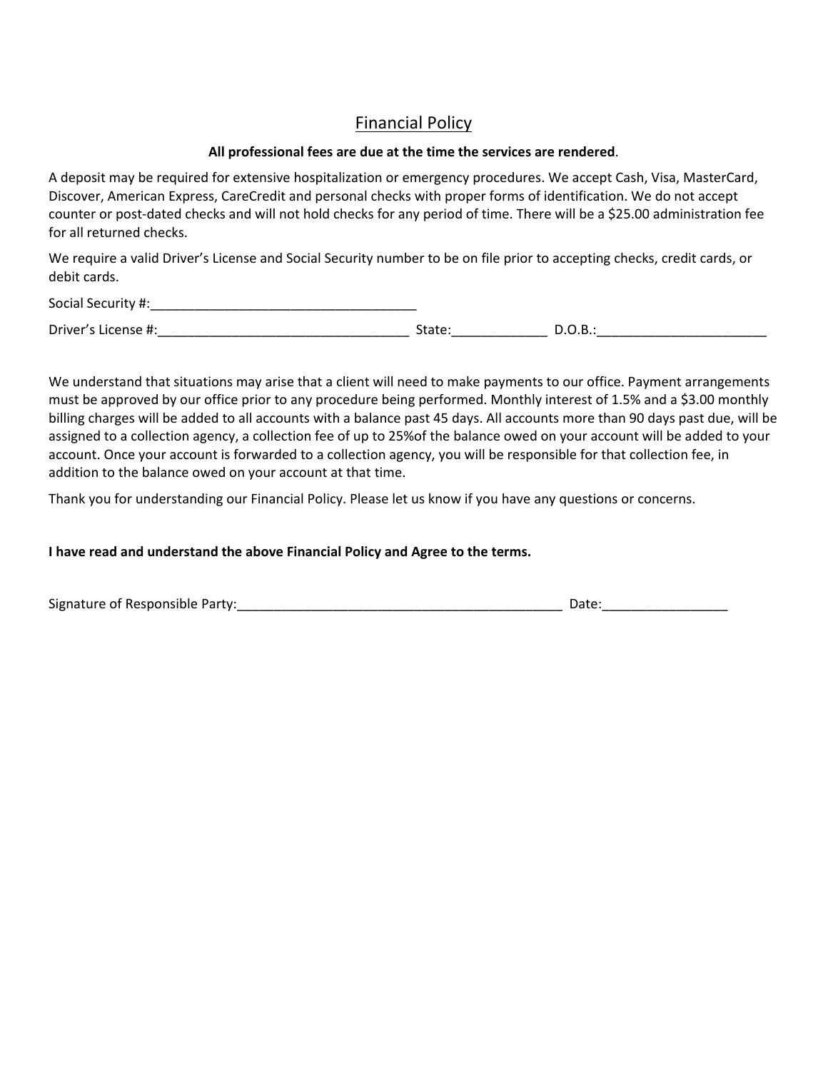## Financial Policy

**All professional fees are due at the time the services are rendered**.

A deposit may be required for extensive hospitalization or emergency procedures. We accept Cash, Visa, MasterCard, Discover, American Express, CareCredit and personal checks with proper forms of identification. We do not accept counter or post-dated checks and will not hold checks for any period of time. There will be a $25.00 administration fee for all returned checks.

We require a valid Driver's License and Social Security number to be on file prior to accepting checks, credit cards, or debit cards.

Social Security #:____________________________________

Driver's License #:__________________________________ State:_____________ D.O.B.:_______________________

We understand that situations may arise that a client will need to make payments to our office. Payment arrangements must be approved by our office prior to any procedure being performed. Monthly interest of 1.5% and a $3.00 monthly billing charges will be added to all accounts with a balance past 45 days. All accounts more than 90 days past due, will be assigned to a collection agency, a collection fee of up to 25%of the balance owed on your account will be added to your account. Once your account is forwarded to a collection agency, you will be responsible for that collection fee, in addition to the balance owed on your account at that time.

Thank you for understanding our Financial Policy. Please let us know if you have any questions or concerns.

**I have read and understand the above Financial Policy and Agree to the terms.**

Signature of Responsible Party:_____________________________________________ Date:_________________